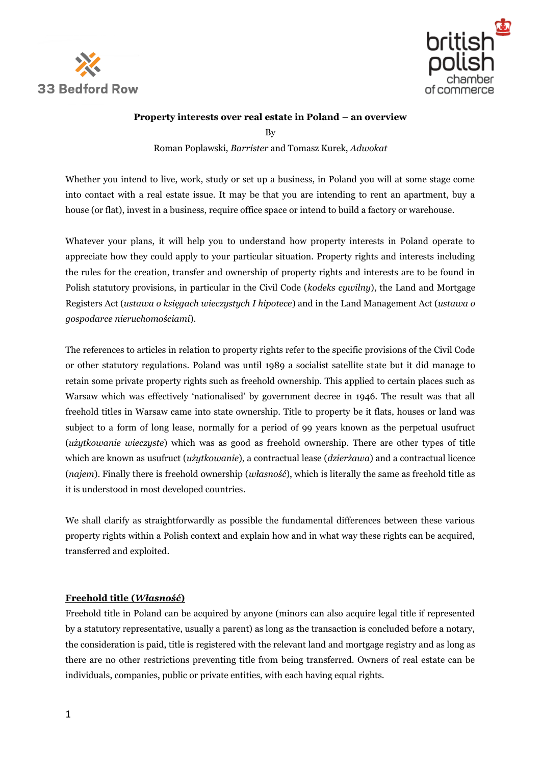**Property interests over real estate in Poland – an overview**

By

Roman Poplawski, *Barrister* and Tomasz Kurek, *Adwokat*

Whether you intend to live, work, study or set up a business, in Poland you will at some stage come into contact with a real estate issue. It may be that you are intending to rent an apartment, buy a house (or flat), invest in a business, require office space or intend to build a factory or warehouse.

Whatever your plans, it will help you to understand how property interests in Poland operate to appreciate how they could apply to your particular situation. Property rights and interests including the rules for the creation, transfer and ownership of property rights and interests are to be found in Polish statutory provisions, in particular in the Civil Code (*kodeks cywilny*), the Land and Mortgage Registers Act (*ustawa o księgach wieczystych I hipotece*) and in the Land Management Act (*ustawa o gospodarce nieruchomościami*).

The references to articles in relation to property rights refer to the specific provisions of the Civil Code or other statutory regulations. Poland was until 1989 a socialist satellite state but it did manage to retain some private property rights such as freehold ownership. This applied to certain places such as Warsaw which was effectively 'nationalised' by government decree in 1946. The result was that all freehold titles in Warsaw came into state ownership. Title to property be it flats, houses or land was subject to a form of long lease, normally for a period of 99 years known as the perpetual usufruct (*użytkowanie wieczyste*) which was as good as freehold ownership. There are other types of title which are known as usufruct (*użytkowanie*), a contractual lease (*dzierżawa*) and a contractual licence (*najem*). Finally there is freehold ownership (*własność*), which is literally the same as freehold title as it is understood in most developed countries.

We shall clarify as straightforwardly as possible the fundamental differences between these various property rights within a Polish context and explain how and in what way these rights can be acquired, transferred and exploited.

## Freehold title (*Własność*)

Freehold title in Poland can be acquired by anyone (minors can also acquire legal title if represented by a statutory representative, usually a parent) as long as the transaction is concluded before a notary, the consideration is paid, title is registered with the relevant land and mortgage registry and as long as there are no other restrictions preventing title from being transferred. Owners of real estate can be individuals, companies, public or private entities, with each having equal rights.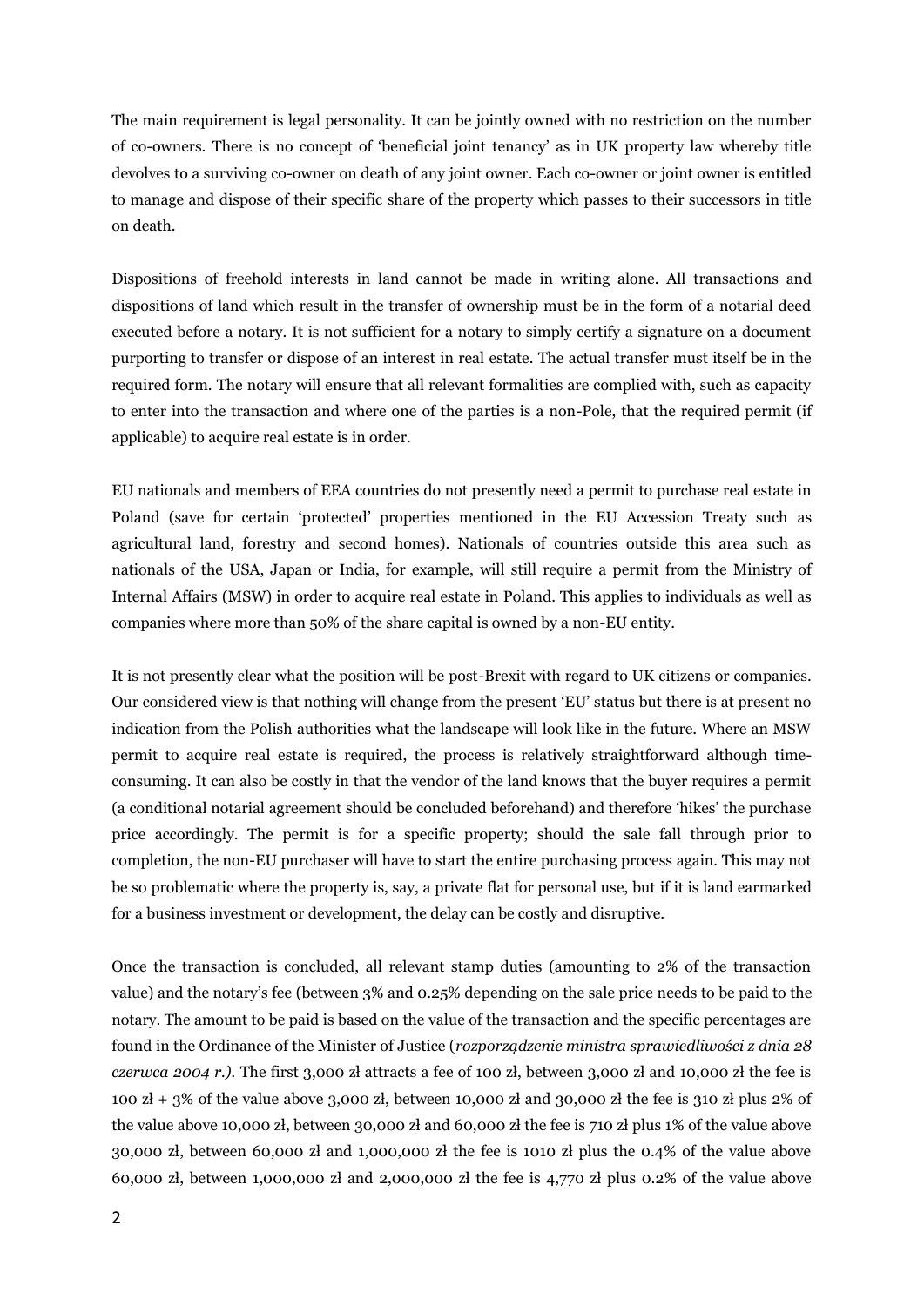The main requirement is legal personality. It can be jointly owned with no restriction on the number of co-owners. There is no concept of 'beneficial joint tenancy' as in UK property law whereby title devolves to a surviving co-owner on death of any joint owner. Each co-owner or joint owner is entitled to manage and dispose of their specific share of the property which passes to their successors in title on death.

Dispositions of freehold interests in land cannot be made in writing alone. All transactions and dispositions of land which result in the transfer of ownership must be in the form of a notarial deed executed before a notary. It is not sufficient for a notary to simply certify a signature on a document purporting to transfer or dispose of an interest in real estate. The actual transfer must itself be in the required form. The notary will ensure that all relevant formalities are complied with, such as capacity to enter into the transaction and where one of the parties is a non-Pole, that the required permit (if applicable) to acquire real estate is in order.

EU nationals and members of EEA countries do not presently need a permit to purchase real estate in Poland (save for certain 'protected' properties mentioned in the EU Accession Treaty such as agricultural land, forestry and second homes). Nationals of countries outside this area such as nationals of the USA, Japan or India, for example, will still require a permit from the Ministry of Internal Affairs (MSW) in order to acquire real estate in Poland. This applies to individuals as well as companies where more than 50% of the share capital is owned by a non-EU entity.

It is not presently clear what the position will be post-Brexit with regard to UK citizens or companies. Our considered view is that nothing will change from the present 'EU' status but there is at present no indication from the Polish authorities what the landscape will look like in the future. Where an MSW permit to acquire real estate is required, the process is relatively straightforward although time-consuming. It can also be costly in that the vendor of the land knows that the buyer requires a permit (a conditional notarial agreement should be concluded beforehand) and therefore 'hikes' the purchase price accordingly. The permit is for a specific property; should the sale fall through prior to completion, the non-EU purchaser will have to start the entire purchasing process again. This may not be so problematic where the property is, say, a private flat for personal use, but if it is land earmarked for a business investment or development, the delay can be costly and disruptive.

Once the transaction is concluded, all relevant stamp duties (amounting to 2% of the transaction value) and the notary's fee (between 3% and 0.25% depending on the sale price needs to be paid to the notary. The amount to be paid is based on the value of the transaction and the specific percentages are found in the Ordinance of the Minister of Justice (*rozporządzenie ministra sprawiedliwości z dnia 28 czerwca 2004 r.)*. The first 3,000 zł attracts a fee of 100 zł, between 3,000 zł and 10,000 zł the fee is 100 zł + 3% of the value above 3,000 zł, between 10,000 zł and 30,000 zł the fee is 310 zł plus 2% of the value above 10,000 zł, between 30,000 zł and 60,000 zł the fee is 710 zł plus 1% of the value above 30,000 zł, between 60,000 zł and 1,000,000 zł the fee is 1010 zł plus the 0.4% of the value above 60,000 zł, between 1,000,000 zł and 2,000,000 zł the fee is 4,770 zł plus 0.2% of the value above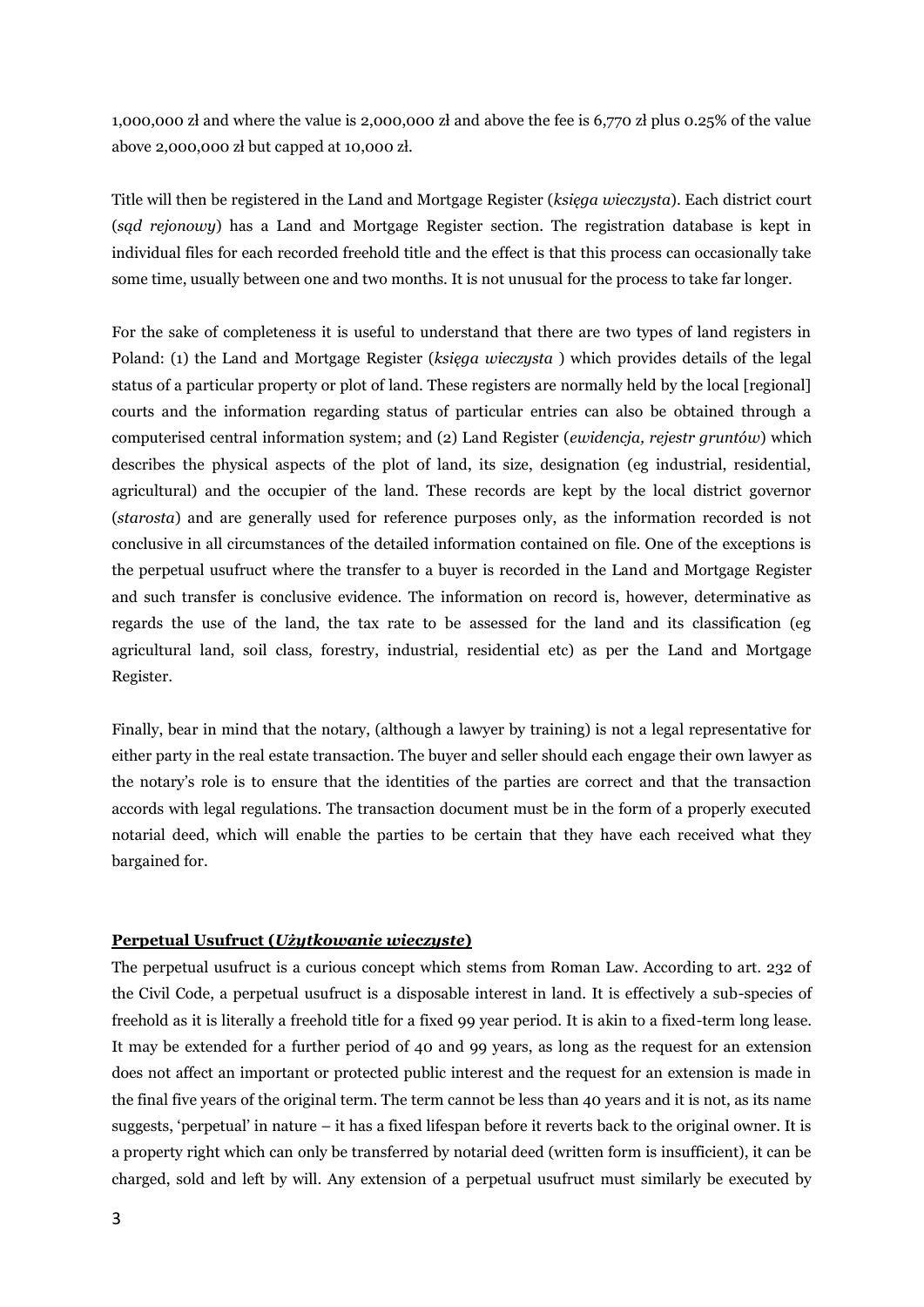1,000,000 zł and where the value is 2,000,000 zł and above the fee is 6,770 zł plus 0.25% of the value above 2,000,000 zł but capped at 10,000 zł.

Title will then be registered in the Land and Mortgage Register (*księga wieczysta*). Each district court (*sąd rejonowy*) has a Land and Mortgage Register section. The registration database is kept in individual files for each recorded freehold title and the effect is that this process can occasionally take some time, usually between one and two months. It is not unusual for the process to take far longer.

For the sake of completeness it is useful to understand that there are two types of land registers in Poland: (1) the Land and Mortgage Register (*księga wieczysta* ) which provides details of the legal status of a particular property or plot of land. These registers are normally held by the local [regional] courts and the information regarding status of particular entries can also be obtained through a computerised central information system; and (2) Land Register (*ewidencja, rejestr gruntów*) which describes the physical aspects of the plot of land, its size, designation (eg industrial, residential, agricultural) and the occupier of the land. These records are kept by the local district governor (*starosta*) and are generally used for reference purposes only, as the information recorded is not conclusive in all circumstances of the detailed information contained on file. One of the exceptions is the perpetual usufruct where the transfer to a buyer is recorded in the Land and Mortgage Register and such transfer is conclusive evidence. The information on record is, however, determinative as regards the use of the land, the tax rate to be assessed for the land and its classification (eg agricultural land, soil class, forestry, industrial, residential etc) as per the Land and Mortgage Register.

Finally, bear in mind that the notary, (although a lawyer by training) is not a legal representative for either party in the real estate transaction. The buyer and seller should each engage their own lawyer as the notary's role is to ensure that the identities of the parties are correct and that the transaction accords with legal regulations. The transaction document must be in the form of a properly executed notarial deed, which will enable the parties to be certain that they have each received what they bargained for.

## Perpetual Usufruct (*Użytkowanie wieczyste*)

The perpetual usufruct is a curious concept which stems from Roman Law. According to art. 232 of the Civil Code, a perpetual usufruct is a disposable interest in land. It is effectively a sub-species of freehold as it is literally a freehold title for a fixed 99 year period. It is akin to a fixed-term long lease. It may be extended for a further period of 40 and 99 years, as long as the request for an extension does not affect an important or protected public interest and the request for an extension is made in the final five years of the original term. The term cannot be less than 40 years and it is not, as its name suggests, 'perpetual' in nature – it has a fixed lifespan before it reverts back to the original owner. It is a property right which can only be transferred by notarial deed (written form is insufficient), it can be charged, sold and left by will. Any extension of a perpetual usufruct must similarly be executed by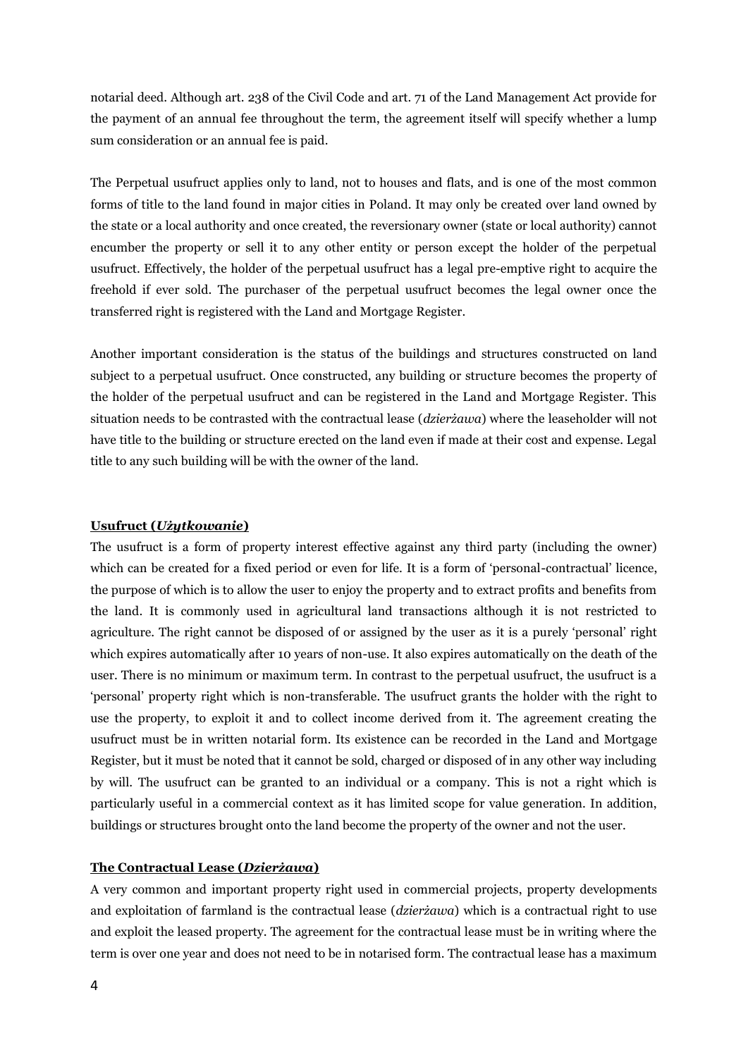notarial deed. Although art. 238 of the Civil Code and art. 71 of the Land Management Act provide for the payment of an annual fee throughout the term, the agreement itself will specify whether a lump sum consideration or an annual fee is paid.

The Perpetual usufruct applies only to land, not to houses and flats, and is one of the most common forms of title to the land found in major cities in Poland. It may only be created over land owned by the state or a local authority and once created, the reversionary owner (state or local authority) cannot encumber the property or sell it to any other entity or person except the holder of the perpetual usufruct. Effectively, the holder of the perpetual usufruct has a legal pre-emptive right to acquire the freehold if ever sold. The purchaser of the perpetual usufruct becomes the legal owner once the transferred right is registered with the Land and Mortgage Register.

Another important consideration is the status of the buildings and structures constructed on land subject to a perpetual usufruct. Once constructed, any building or structure becomes the property of the holder of the perpetual usufruct and can be registered in the Land and Mortgage Register. This situation needs to be contrasted with the contractual lease (*dzierżawa*) where the leaseholder will not have title to the building or structure erected on the land even if made at their cost and expense. Legal title to any such building will be with the owner of the land.

**Usufruct (*Użytkowanie*)**

The usufruct is a form of property interest effective against any third party (including the owner) which can be created for a fixed period or even for life. It is a form of 'personal-contractual' licence, the purpose of which is to allow the user to enjoy the property and to extract profits and benefits from the land. It is commonly used in agricultural land transactions although it is not restricted to agriculture. The right cannot be disposed of or assigned by the user as it is a purely 'personal' right which expires automatically after 10 years of non-use. It also expires automatically on the death of the user. There is no minimum or maximum term. In contrast to the perpetual usufruct, the usufruct is a 'personal' property right which is non-transferable. The usufruct grants the holder with the right to use the property, to exploit it and to collect income derived from it. The agreement creating the usufruct must be in written notarial form. Its existence can be recorded in the Land and Mortgage Register, but it must be noted that it cannot be sold, charged or disposed of in any other way including by will. The usufruct can be granted to an individual or a company. This is not a right which is particularly useful in a commercial context as it has limited scope for value generation. In addition, buildings or structures brought onto the land become the property of the owner and not the user.

**The Contractual Lease (*Dzierżawa*)**

A very common and important property right used in commercial projects, property developments and exploitation of farmland is the contractual lease (*dzierżawa*) which is a contractual right to use and exploit the leased property. The agreement for the contractual lease must be in writing where the term is over one year and does not need to be in notarised form. The contractual lease has a maximum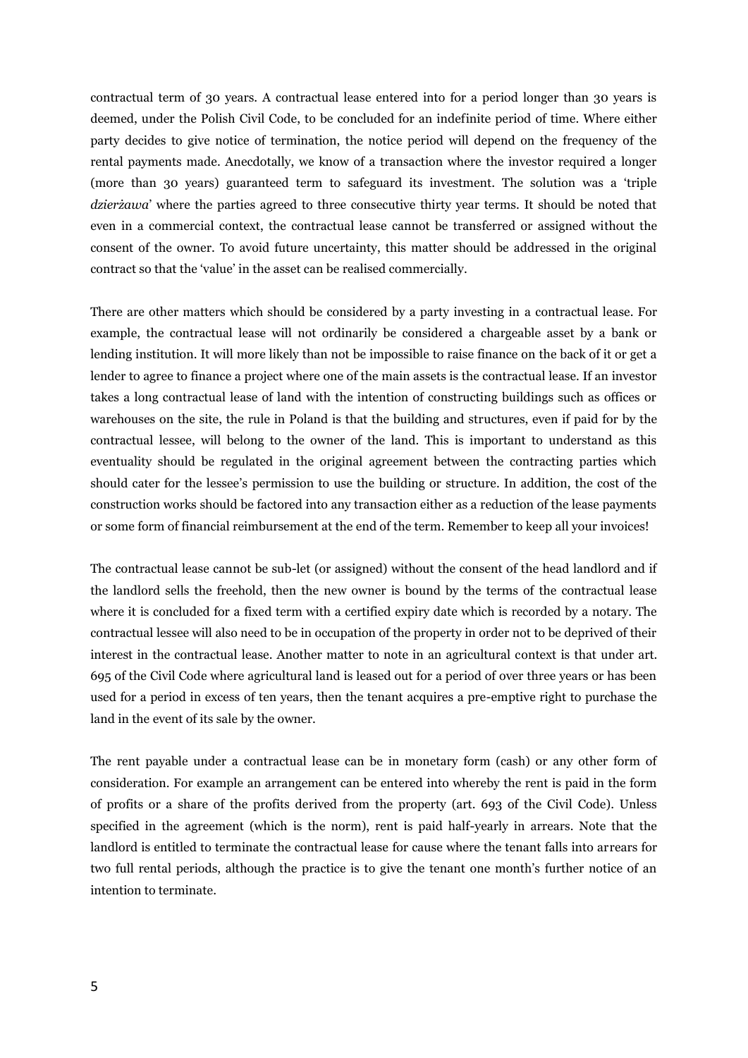contractual term of 30 years. A contractual lease entered into for a period longer than 30 years is deemed, under the Polish Civil Code, to be concluded for an indefinite period of time. Where either party decides to give notice of termination, the notice period will depend on the frequency of the rental payments made. Anecdotally, we know of a transaction where the investor required a longer (more than 30 years) guaranteed term to safeguard its investment. The solution was a 'triple *dzierżawa*' where the parties agreed to three consecutive thirty year terms. It should be noted that even in a commercial context, the contractual lease cannot be transferred or assigned without the consent of the owner. To avoid future uncertainty, this matter should be addressed in the original contract so that the 'value' in the asset can be realised commercially.

There are other matters which should be considered by a party investing in a contractual lease. For example, the contractual lease will not ordinarily be considered a chargeable asset by a bank or lending institution. It will more likely than not be impossible to raise finance on the back of it or get a lender to agree to finance a project where one of the main assets is the contractual lease. If an investor takes a long contractual lease of land with the intention of constructing buildings such as offices or warehouses on the site, the rule in Poland is that the building and structures, even if paid for by the contractual lessee, will belong to the owner of the land. This is important to understand as this eventuality should be regulated in the original agreement between the contracting parties which should cater for the lessee's permission to use the building or structure. In addition, the cost of the construction works should be factored into any transaction either as a reduction of the lease payments or some form of financial reimbursement at the end of the term. Remember to keep all your invoices!

The contractual lease cannot be sub-let (or assigned) without the consent of the head landlord and if the landlord sells the freehold, then the new owner is bound by the terms of the contractual lease where it is concluded for a fixed term with a certified expiry date which is recorded by a notary. The contractual lessee will also need to be in occupation of the property in order not to be deprived of their interest in the contractual lease. Another matter to note in an agricultural context is that under art. 695 of the Civil Code where agricultural land is leased out for a period of over three years or has been used for a period in excess of ten years, then the tenant acquires a pre-emptive right to purchase the land in the event of its sale by the owner.

The rent payable under a contractual lease can be in monetary form (cash) or any other form of consideration. For example an arrangement can be entered into whereby the rent is paid in the form of profits or a share of the profits derived from the property (art. 693 of the Civil Code). Unless specified in the agreement (which is the norm), rent is paid half-yearly in arrears. Note that the landlord is entitled to terminate the contractual lease for cause where the tenant falls into arrears for two full rental periods, although the practice is to give the tenant one month's further notice of an intention to terminate.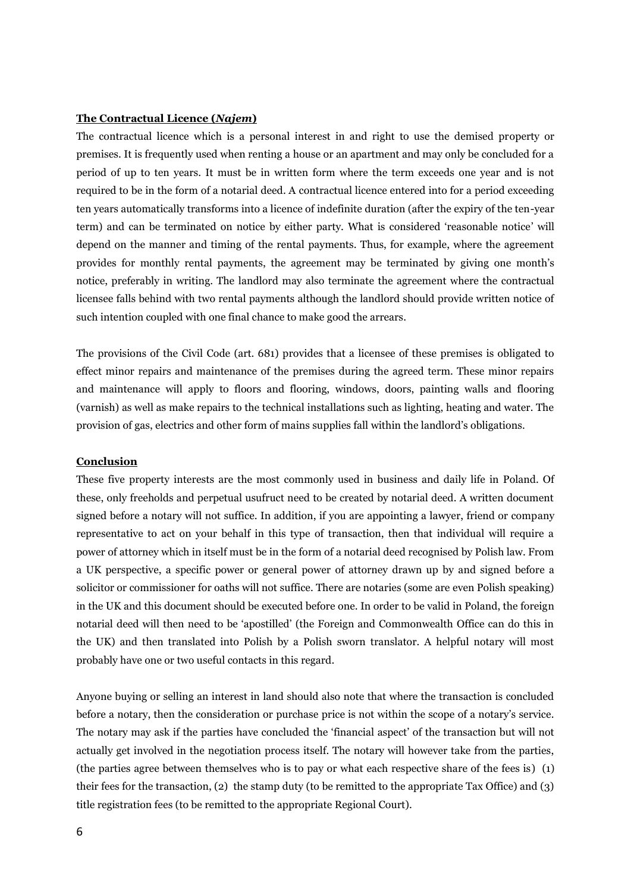**The Contractual Licence (*Najem*)**

The contractual licence which is a personal interest in and right to use the demised property or premises. It is frequently used when renting a house or an apartment and may only be concluded for a period of up to ten years. It must be in written form where the term exceeds one year and is not required to be in the form of a notarial deed. A contractual licence entered into for a period exceeding ten years automatically transforms into a licence of indefinite duration (after the expiry of the ten-year term) and can be terminated on notice by either party. What is considered 'reasonable notice' will depend on the manner and timing of the rental payments. Thus, for example, where the agreement provides for monthly rental payments, the agreement may be terminated by giving one month's notice, preferably in writing. The landlord may also terminate the agreement where the contractual licensee falls behind with two rental payments although the landlord should provide written notice of such intention coupled with one final chance to make good the arrears.

The provisions of the Civil Code (art. 681) provides that a licensee of these premises is obligated to effect minor repairs and maintenance of the premises during the agreed term. These minor repairs and maintenance will apply to floors and flooring, windows, doors, painting walls and flooring (varnish) as well as make repairs to the technical installations such as lighting, heating and water. The provision of gas, electrics and other form of mains supplies fall within the landlord's obligations.

**Conclusion**

These five property interests are the most commonly used in business and daily life in Poland. Of these, only freeholds and perpetual usufruct need to be created by notarial deed. A written document signed before a notary will not suffice. In addition, if you are appointing a lawyer, friend or company representative to act on your behalf in this type of transaction, then that individual will require a power of attorney which in itself must be in the form of a notarial deed recognised by Polish law. From a UK perspective, a specific power or general power of attorney drawn up by and signed before a solicitor or commissioner for oaths will not suffice. There are notaries (some are even Polish speaking) in the UK and this document should be executed before one. In order to be valid in Poland, the foreign notarial deed will then need to be 'apostilled' (the Foreign and Commonwealth Office can do this in the UK) and then translated into Polish by a Polish sworn translator. A helpful notary will most probably have one or two useful contacts in this regard.

Anyone buying or selling an interest in land should also note that where the transaction is concluded before a notary, then the consideration or purchase price is not within the scope of a notary's service. The notary may ask if the parties have concluded the 'financial aspect' of the transaction but will not actually get involved in the negotiation process itself. The notary will however take from the parties, (the parties agree between themselves who is to pay or what each respective share of the fees is) (1) their fees for the transaction, (2) the stamp duty (to be remitted to the appropriate Tax Office) and (3) title registration fees (to be remitted to the appropriate Regional Court).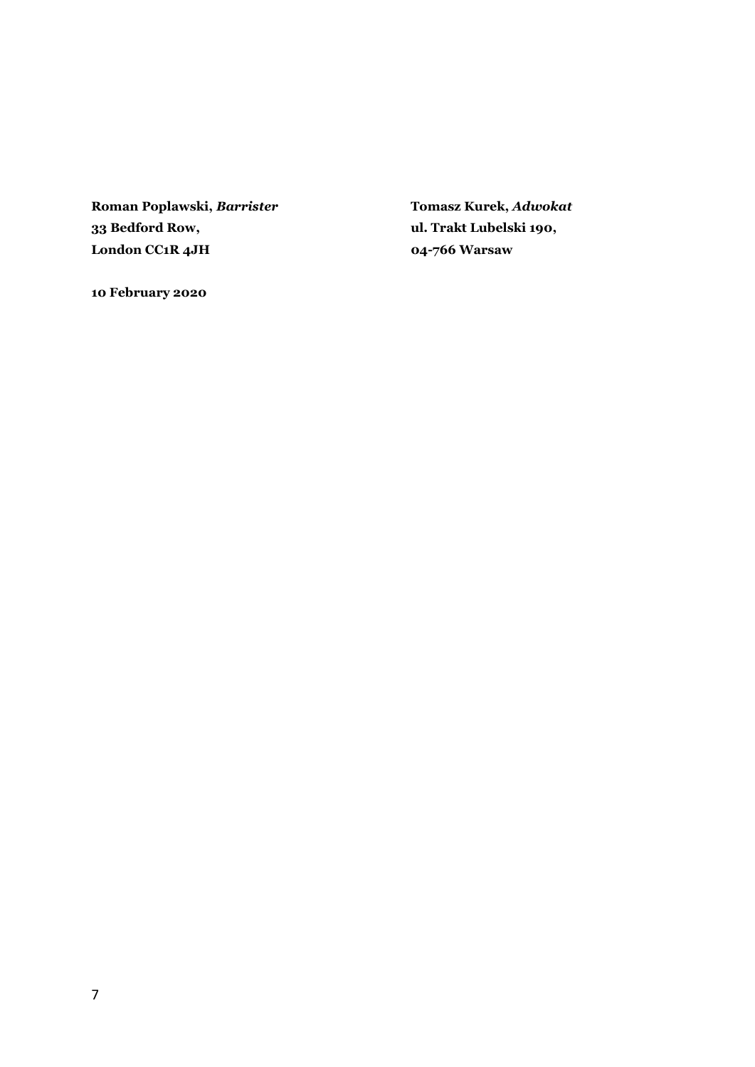**Roman Poplawski, *Barrister***
**33 Bedford Row,**
**London CC1R 4JH**

**Tomasz Kurek, *Adwokat***
**ul. Trakt Lubelski 190,**
**04-766 Warsaw**

**10 February 2020**